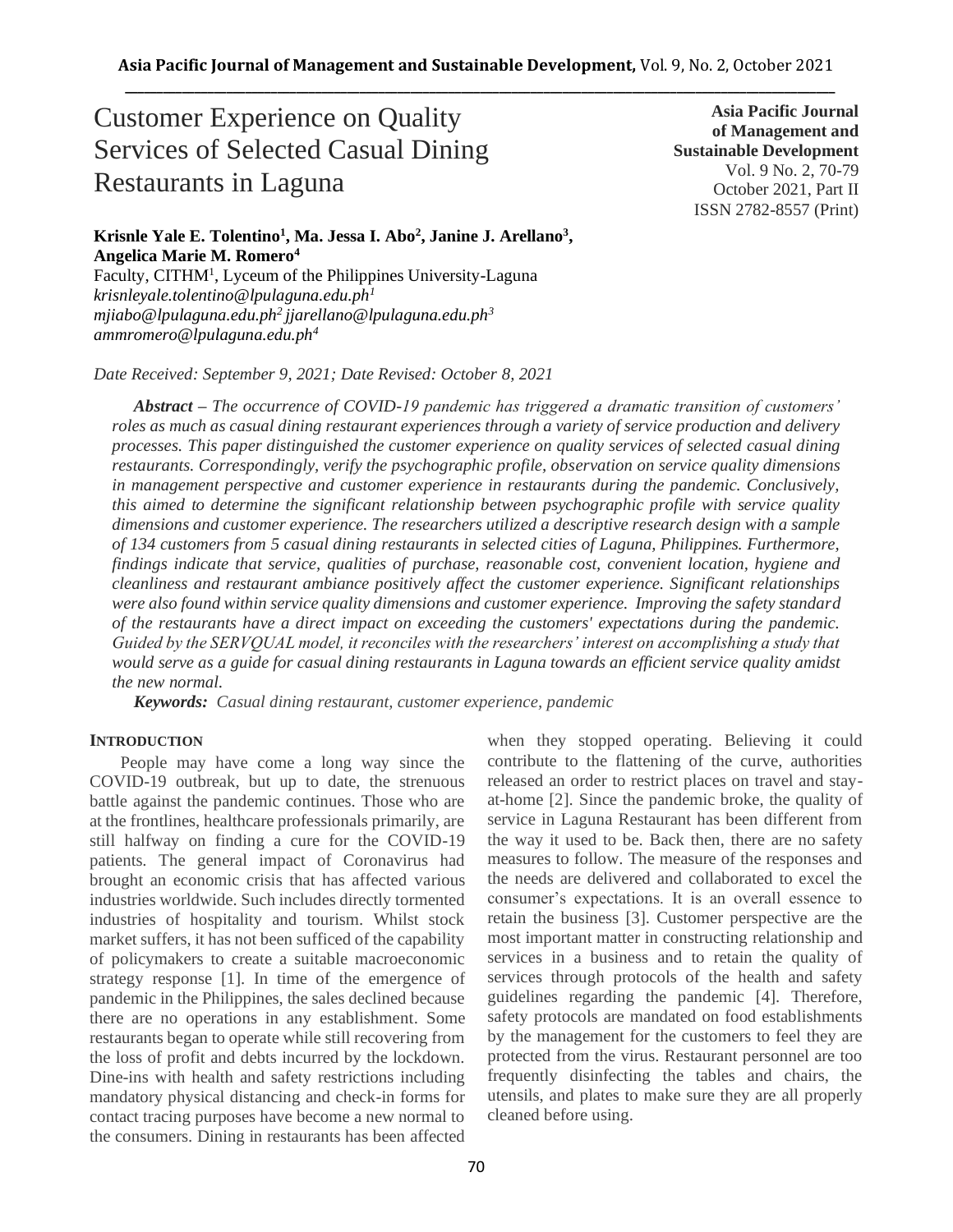# Customer Experience on Quality Services of Selected Casual Dining Restaurants in Laguna

**Asia Pacific Journal of Management and Sustainable Development**
Vol. 9 No. 2, 70-79
October 2021, Part II
ISSN 2782-8557 (Print)

**Krisnle Yale E. Tolentino[1], Ma. Jessa I. Abo[2], Janine J. Arellano[3], Angelica Marie M. Romero[4]**
Faculty, CITHM[1], Lyceum of the Philippines University-Laguna
*krisnleyale.tolentino@lpulaguna.edu.ph[1]*
*mjiabo@lpulaguna.edu.ph[2] jjarellano@lpulaguna.edu.ph[3]*
*ammromero@lpulaguna.edu.ph[4]*

*Date Received: September 9, 2021; Date Revised: October 8, 2021*

***Abstract** – The occurrence of COVID-19 pandemic has triggered a dramatic transition of customers' roles as much as casual dining restaurant experiences through a variety of service production and delivery processes. This paper distinguished the customer experience on quality services of selected casual dining restaurants. Correspondingly, verify the psychographic profile, observation on service quality dimensions in management perspective and customer experience in restaurants during the pandemic. Conclusively, this aimed to determine the significant relationship between psychographic profile with service quality dimensions and customer experience. The researchers utilized a descriptive research design with a sample of 134 customers from 5 casual dining restaurants in selected cities of Laguna, Philippines. Furthermore, findings indicate that service, qualities of purchase, reasonable cost, convenient location, hygiene and cleanliness and restaurant ambiance positively affect the customer experience. Significant relationships were also found within service quality dimensions and customer experience. Improving the safety standard of the restaurants have a direct impact on exceeding the customers' expectations during the pandemic. Guided by the SERVQUAL model, it reconciles with the researchers' interest on accomplishing a study that would serve as a guide for casual dining restaurants in Laguna towards an efficient service quality amidst the new normal.*

***Keywords:** Casual dining restaurant, customer experience, pandemic*

## INTRODUCTION

People may have come a long way since the COVID-19 outbreak, but up to date, the strenuous battle against the pandemic continues. Those who are at the frontlines, healthcare professionals primarily, are still halfway on finding a cure for the COVID-19 patients. The general impact of Coronavirus had brought an economic crisis that has affected various industries worldwide. Such includes directly tormented industries of hospitality and tourism. Whilst stock market suffers, it has not been sufficed of the capability of policymakers to create a suitable macroeconomic strategy response [1]. In time of the emergence of pandemic in the Philippines, the sales declined because there are no operations in any establishment. Some restaurants began to operate while still recovering from the loss of profit and debts incurred by the lockdown. Dine-ins with health and safety restrictions including mandatory physical distancing and check-in forms for contact tracing purposes have become a new normal to the consumers. Dining in restaurants has been affected when they stopped operating. Believing it could contribute to the flattening of the curve, authorities released an order to restrict places on travel and stay-at-home [2]. Since the pandemic broke, the quality of service in Laguna Restaurant has been different from the way it used to be. Back then, there are no safety measures to follow. The measure of the responses and the needs are delivered and collaborated to excel the consumer's expectations. It is an overall essence to retain the business [3]. Customer perspective are the most important matter in constructing relationship and services in a business and to retain the quality of services through protocols of the health and safety guidelines regarding the pandemic [4]. Therefore, safety protocols are mandated on food establishments by the management for the customers to feel they are protected from the virus. Restaurant personnel are too frequently disinfecting the tables and chairs, the utensils, and plates to make sure they are all properly cleaned before using.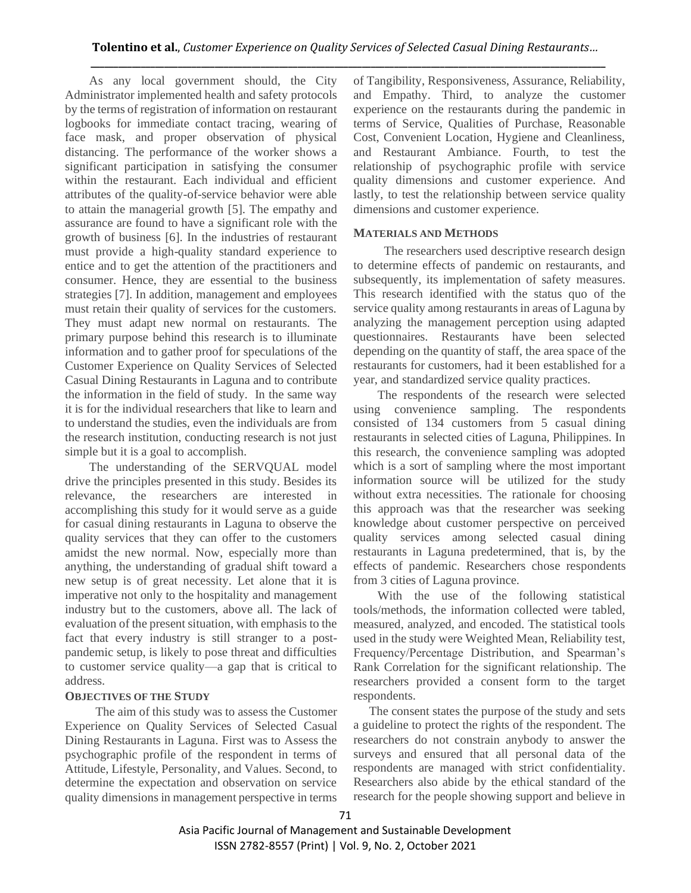As any local government should, the City Administrator implemented health and safety protocols by the terms of registration of information on restaurant logbooks for immediate contact tracing, wearing of face mask, and proper observation of physical distancing. The performance of the worker shows a significant participation in satisfying the consumer within the restaurant. Each individual and efficient attributes of the quality-of-service behavior were able to attain the managerial growth [5]. The empathy and assurance are found to have a significant role with the growth of business [6]. In the industries of restaurant must provide a high-quality standard experience to entice and to get the attention of the practitioners and consumer. Hence, they are essential to the business strategies [7]. In addition, management and employees must retain their quality of services for the customers. They must adapt new normal on restaurants. The primary purpose behind this research is to illuminate information and to gather proof for speculations of the Customer Experience on Quality Services of Selected Casual Dining Restaurants in Laguna and to contribute the information in the field of study. In the same way it is for the individual researchers that like to learn and to understand the studies, even the individuals are from the research institution, conducting research is not just simple but it is a goal to accomplish.

The understanding of the SERVQUAL model drive the principles presented in this study. Besides its relevance, the researchers are interested in accomplishing this study for it would serve as a guide for casual dining restaurants in Laguna to observe the quality services that they can offer to the customers amidst the new normal. Now, especially more than anything, the understanding of gradual shift toward a new setup is of great necessity. Let alone that it is imperative not only to the hospitality and management industry but to the customers, above all. The lack of evaluation of the present situation, with emphasis to the fact that every industry is still stranger to a post-pandemic setup, is likely to pose threat and difficulties to customer service quality—a gap that is critical to address.

## OBJECTIVES OF THE STUDY

The aim of this study was to assess the Customer Experience on Quality Services of Selected Casual Dining Restaurants in Laguna. First was to Assess the psychographic profile of the respondent in terms of Attitude, Lifestyle, Personality, and Values. Second, to determine the expectation and observation on service quality dimensions in management perspective in terms of Tangibility, Responsiveness, Assurance, Reliability, and Empathy. Third, to analyze the customer experience on the restaurants during the pandemic in terms of Service, Qualities of Purchase, Reasonable Cost, Convenient Location, Hygiene and Cleanliness, and Restaurant Ambiance. Fourth, to test the relationship of psychographic profile with service quality dimensions and customer experience. And lastly, to test the relationship between service quality dimensions and customer experience.

## MATERIALS AND METHODS

The researchers used descriptive research design to determine effects of pandemic on restaurants, and subsequently, its implementation of safety measures. This research identified with the status quo of the service quality among restaurants in areas of Laguna by analyzing the management perception using adapted questionnaires. Restaurants have been selected depending on the quantity of staff, the area space of the restaurants for customers, had it been established for a year, and standardized service quality practices.

The respondents of the research were selected using convenience sampling. The respondents consisted of 134 customers from 5 casual dining restaurants in selected cities of Laguna, Philippines. In this research, the convenience sampling was adopted which is a sort of sampling where the most important information source will be utilized for the study without extra necessities. The rationale for choosing this approach was that the researcher was seeking knowledge about customer perspective on perceived quality services among selected casual dining restaurants in Laguna predetermined, that is, by the effects of pandemic. Researchers chose respondents from 3 cities of Laguna province.

With the use of the following statistical tools/methods, the information collected were tabled, measured, analyzed, and encoded. The statistical tools used in the study were Weighted Mean, Reliability test, Frequency/Percentage Distribution, and Spearman's Rank Correlation for the significant relationship. The researchers provided a consent form to the target respondents.

The consent states the purpose of the study and sets a guideline to protect the rights of the respondent. The researchers do not constrain anybody to answer the surveys and ensured that all personal data of the respondents are managed with strict confidentiality. Researchers also abide by the ethical standard of the research for the people showing support and believe in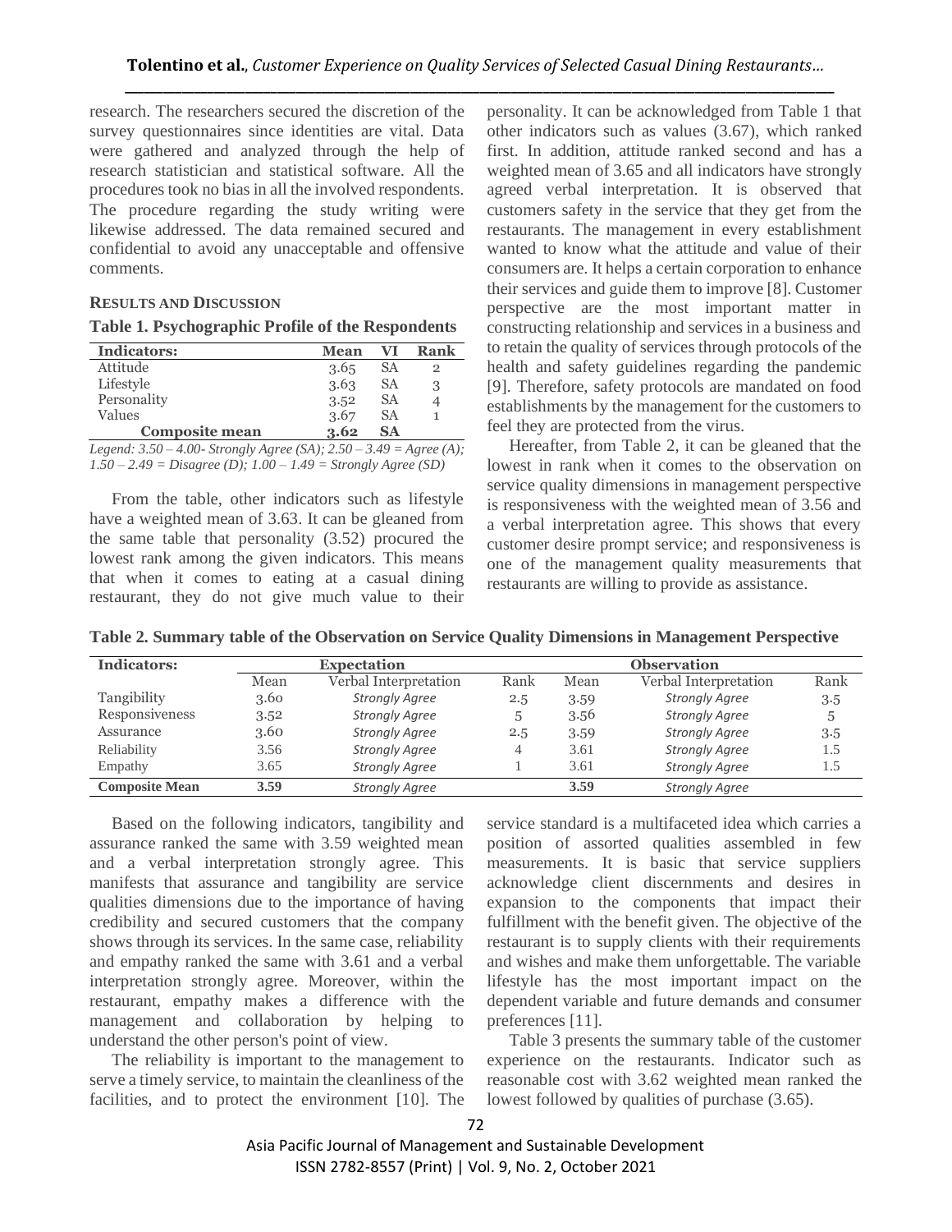research. The researchers secured the discretion of the survey questionnaires since identities are vital. Data were gathered and analyzed through the help of research statistician and statistical software. All the procedures took no bias in all the involved respondents. The procedure regarding the study writing were likewise addressed. The data remained secured and confidential to avoid any unacceptable and offensive comments.

## RESULTS AND DISCUSSION

**Table 1. Psychographic Profile of the Respondents**

| Indicators: | Mean | VI | Rank |
|---|---|---|---|
| Attitude | 3.65 | SA | 2 |
| Lifestyle | 3.63 | SA | 3 |
| Personality | 3.52 | SA | 4 |
| Values | 3.67 | SA | 1 |
| **Composite mean** | **3.62** | **SA** | |

*Legend: 3.50 – 4.00- Strongly Agree (SA); 2.50 – 3.49 = Agree (A); 1.50 – 2.49 = Disagree (D); 1.00 – 1.49 = Strongly Agree (SD)*

From the table, other indicators such as lifestyle have a weighted mean of 3.63. It can be gleaned from the same table that personality (3.52) procured the lowest rank among the given indicators. This means that when it comes to eating at a casual dining restaurant, they do not give much value to their personality. It can be acknowledged from Table 1 that other indicators such as values (3.67), which ranked first. In addition, attitude ranked second and has a weighted mean of 3.65 and all indicators have strongly agreed verbal interpretation. It is observed that customers safety in the service that they get from the restaurants. The management in every establishment wanted to know what the attitude and value of their consumers are. It helps a certain corporation to enhance their services and guide them to improve [8]. Customer perspective are the most important matter in constructing relationship and services in a business and to retain the quality of services through protocols of the health and safety guidelines regarding the pandemic [9]. Therefore, safety protocols are mandated on food establishments by the management for the customers to feel they are protected from the virus.

Hereafter, from Table 2, it can be gleaned that the lowest in rank when it comes to the observation on service quality dimensions in management perspective is responsiveness with the weighted mean of 3.56 and a verbal interpretation agree. This shows that every customer desire prompt service; and responsiveness is one of the management quality measurements that restaurants are willing to provide as assistance.

**Table 2. Summary table of the Observation on Service Quality Dimensions in Management Perspective**

| Indicators: | Expectation | | | Observation | | |
|---|---|---|---|---|---|---|
| | Mean | Verbal Interpretation | Rank | Mean | Verbal Interpretation | Rank |
| Tangibility | 3.60 | *Strongly Agree* | 2.5 | 3.59 | *Strongly Agree* | 3.5 |
| Responsiveness | 3.52 | *Strongly Agree* | 5 | 3.56 | *Strongly Agree* | 5 |
| Assurance | 3.60 | *Strongly Agree* | 2.5 | 3.59 | *Strongly Agree* | 3.5 |
| Reliability | 3.56 | *Strongly Agree* | 4 | 3.61 | *Strongly Agree* | 1.5 |
| Empathy | 3.65 | *Strongly Agree* | 1 | 3.61 | *Strongly Agree* | 1.5 |
| **Composite Mean** | **3.59** | *Strongly Agree* | | **3.59** | *Strongly Agree* | |

Based on the following indicators, tangibility and assurance ranked the same with 3.59 weighted mean and a verbal interpretation strongly agree. This manifests that assurance and tangibility are service qualities dimensions due to the importance of having credibility and secured customers that the company shows through its services. In the same case, reliability and empathy ranked the same with 3.61 and a verbal interpretation strongly agree. Moreover, within the restaurant, empathy makes a difference with the management and collaboration by helping to understand the other person's point of view.

The reliability is important to the management to serve a timely service, to maintain the cleanliness of the facilities, and to protect the environment [10]. The service standard is a multifaceted idea which carries a position of assorted qualities assembled in few measurements. It is basic that service suppliers acknowledge client discernments and desires in expansion to the components that impact their fulfillment with the benefit given. The objective of the restaurant is to supply clients with their requirements and wishes and make them unforgettable. The variable lifestyle has the most important impact on the dependent variable and future demands and consumer preferences [11].

Table 3 presents the summary table of the customer experience on the restaurants. Indicator such as reasonable cost with 3.62 weighted mean ranked the lowest followed by qualities of purchase (3.65).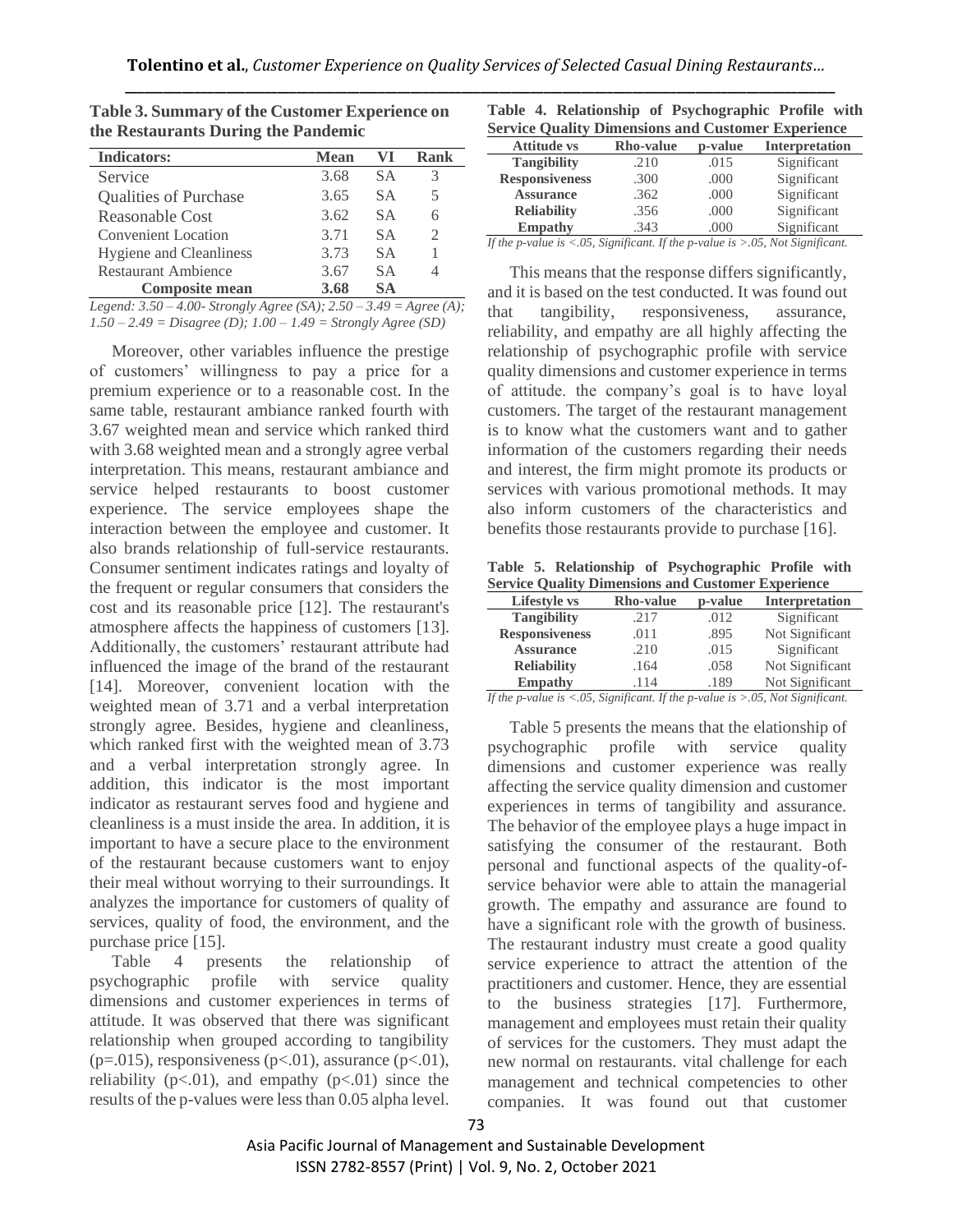**Table 3. Summary of the Customer Experience on the Restaurants During the Pandemic**

| Indicators: | Mean | VI | Rank |
|---|---|---|---|
| Service | 3.68 | SA | 3 |
| Qualities of Purchase | 3.65 | SA | 5 |
| Reasonable Cost | 3.62 | SA | 6 |
| Convenient Location | 3.71 | SA | 2 |
| Hygiene and Cleanliness | 3.73 | SA | 1 |
| Restaurant Ambience | 3.67 | SA | 4 |
| **Composite mean** | **3.68** | **SA** | |

*Legend: 3.50 – 4.00- Strongly Agree (SA); 2.50 – 3.49 = Agree (A); 1.50 – 2.49 = Disagree (D); 1.00 – 1.49 = Strongly Agree (SD)*

Moreover, other variables influence the prestige of customers' willingness to pay a price for a premium experience or to a reasonable cost. In the same table, restaurant ambiance ranked fourth with 3.67 weighted mean and service which ranked third with 3.68 weighted mean and a strongly agree verbal interpretation. This means, restaurant ambiance and service helped restaurants to boost customer experience. The service employees shape the interaction between the employee and customer. It also brands relationship of full-service restaurants. Consumer sentiment indicates ratings and loyalty of the frequent or regular consumers that considers the cost and its reasonable price [12]. The restaurant's atmosphere affects the happiness of customers [13]. Additionally, the customers' restaurant attribute had influenced the image of the brand of the restaurant [14]. Moreover, convenient location with the weighted mean of 3.71 and a verbal interpretation strongly agree. Besides, hygiene and cleanliness, which ranked first with the weighted mean of 3.73 and a verbal interpretation strongly agree. In addition, this indicator is the most important indicator as restaurant serves food and hygiene and cleanliness is a must inside the area. In addition, it is important to have a secure place to the environment of the restaurant because customers want to enjoy their meal without worrying to their surroundings. It analyzes the importance for customers of quality of services, quality of food, the environment, and the purchase price [15].

Table 4 presents the relationship of psychographic profile with service quality dimensions and customer experiences in terms of attitude. It was observed that there was significant relationship when grouped according to tangibility ($p=.015$), responsiveness ($p<.01$), assurance ($p<.01$), reliability ($p<.01$), and empathy ($p<.01$) since the results of the p-values were less than 0.05 alpha level.

**Table 4. Relationship of Psychographic Profile with Service Quality Dimensions and Customer Experience**

| Attitude vs | Rho-value | p-value | Interpretation |
|---|---|---|---|
| **Tangibility** | .210 | .015 | Significant |
| **Responsiveness** | .300 | .000 | Significant |
| **Assurance** | .362 | .000 | Significant |
| **Reliability** | .356 | .000 | Significant |
| **Empathy** | .343 | .000 | Significant |

*If the p-value is <.05, Significant. If the p-value is >.05, Not Significant.*

This means that the response differs significantly, and it is based on the test conducted. It was found out that tangibility, responsiveness, assurance, reliability, and empathy are all highly affecting the relationship of psychographic profile with service quality dimensions and customer experience in terms of attitude. the company's goal is to have loyal customers. The target of the restaurant management is to know what the customers want and to gather information of the customers regarding their needs and interest, the firm might promote its products or services with various promotional methods. It may also inform customers of the characteristics and benefits those restaurants provide to purchase [16].

**Table 5. Relationship of Psychographic Profile with Service Quality Dimensions and Customer Experience**

| Lifestyle vs | Rho-value | p-value | Interpretation |
|---|---|---|---|
| **Tangibility** | .217 | .012 | Significant |
| **Responsiveness** | .011 | .895 | Not Significant |
| **Assurance** | .210 | .015 | Significant |
| **Reliability** | .164 | .058 | Not Significant |
| **Empathy** | .114 | .189 | Not Significant |

*If the p-value is <.05, Significant. If the p-value is >.05, Not Significant.*

Table 5 presents the means that the elationship of psychographic profile with service quality dimensions and customer experience was really affecting the service quality dimension and customer experiences in terms of tangibility and assurance. The behavior of the employee plays a huge impact in satisfying the consumer of the restaurant. Both personal and functional aspects of the quality-of-service behavior were able to attain the managerial growth. The empathy and assurance are found to have a significant role with the growth of business. The restaurant industry must create a good quality service experience to attract the attention of the practitioners and customer. Hence, they are essential to the business strategies [17]. Furthermore, management and employees must retain their quality of services for the customers. They must adapt the new normal on restaurants. vital challenge for each management and technical competencies to other companies. It was found out that customer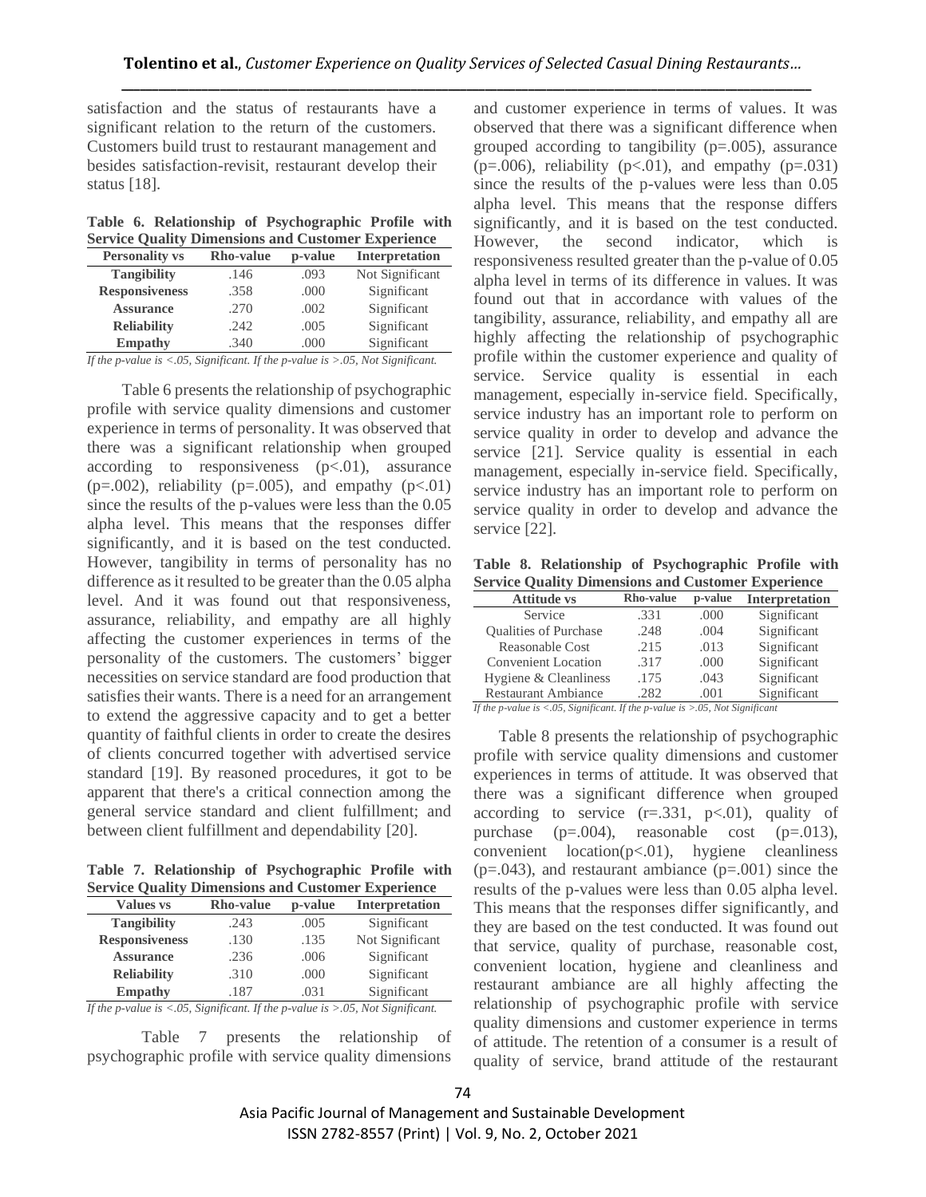satisfaction and the status of restaurants have a significant relation to the return of the customers. Customers build trust to restaurant management and besides satisfaction-revisit, restaurant develop their status [18].

**Table 6. Relationship of Psychographic Profile with Service Quality Dimensions and Customer Experience**

| Personality vs | Rho-value | p-value | Interpretation |
|---|---|---|---|
| **Tangibility** | .146 | .093 | Not Significant |
| **Responsiveness** | .358 | .000 | Significant |
| **Assurance** | .270 | .002 | Significant |
| **Reliability** | .242 | .005 | Significant |
| **Empathy** | .340 | .000 | Significant |

*If the p-value is <.05, Significant. If the p-value is >.05, Not Significant.*

Table 6 presents the relationship of psychographic profile with service quality dimensions and customer experience in terms of personality. It was observed that there was a significant relationship when grouped according to responsiveness ($p<.01$), assurance ($p=.002$), reliability ($p=.005$), and empathy ($p<.01$) since the results of the p-values were less than the 0.05 alpha level. This means that the responses differ significantly, and it is based on the test conducted. However, tangibility in terms of personality has no difference as it resulted to be greater than the 0.05 alpha level. And it was found out that responsiveness, assurance, reliability, and empathy are all highly affecting the customer experiences in terms of the personality of the customers. The customers' bigger necessities on service standard are food production that satisfies their wants. There is a need for an arrangement to extend the aggressive capacity and to get a better quantity of faithful clients in order to create the desires of clients concurred together with advertised service standard [19]. By reasoned procedures, it got to be apparent that there's a critical connection among the general service standard and client fulfillment; and between client fulfillment and dependability [20].

**Table 7. Relationship of Psychographic Profile with Service Quality Dimensions and Customer Experience**

| Values vs | Rho-value | p-value | Interpretation |
|---|---|---|---|
| **Tangibility** | .243 | .005 | Significant |
| **Responsiveness** | .130 | .135 | Not Significant |
| **Assurance** | .236 | .006 | Significant |
| **Reliability** | .310 | .000 | Significant |
| **Empathy** | .187 | .031 | Significant |

*If the p-value is <.05, Significant. If the p-value is >.05, Not Significant.*

Table 7 presents the relationship of psychographic profile with service quality dimensions and customer experience in terms of values. It was observed that there was a significant difference when grouped according to tangibility ($p=.005$), assurance ($p=.006$), reliability ($p<.01$), and empathy ($p=.031$) since the results of the p-values were less than 0.05 alpha level. This means that the response differs significantly, and it is based on the test conducted. However, the second indicator, which is responsiveness resulted greater than the p-value of 0.05 alpha level in terms of its difference in values. It was found out that in accordance with values of the tangibility, assurance, reliability, and empathy all are highly affecting the relationship of psychographic profile within the customer experience and quality of service. Service quality is essential in each management, especially in-service field. Specifically, service industry has an important role to perform on service quality in order to develop and advance the service [21]. Service quality is essential in each management, especially in-service field. Specifically, service industry has an important role to perform on service quality in order to develop and advance the service [22].

**Table 8. Relationship of Psychographic Profile with Service Quality Dimensions and Customer Experience**

| Attitude vs | Rho-value | p-value | Interpretation |
|---|---|---|---|
| Service | .331 | .000 | Significant |
| Qualities of Purchase | .248 | .004 | Significant |
| Reasonable Cost | .215 | .013 | Significant |
| Convenient Location | .317 | .000 | Significant |
| Hygiene & Cleanliness | .175 | .043 | Significant |
| Restaurant Ambiance | .282 | .001 | Significant |

*If the p-value is <.05, Significant. If the p-value is >.05, Not Significant*

Table 8 presents the relationship of psychographic profile with service quality dimensions and customer experiences in terms of attitude. It was observed that there was a significant difference when grouped according to service ($r=.331$, $p<.01$), quality of purchase ($p=.004$), reasonable cost ($p=.013$), convenient location($p<.01$), hygiene cleanliness ($p=.043$), and restaurant ambiance ($p=.001$) since the results of the p-values were less than 0.05 alpha level. This means that the responses differ significantly, and they are based on the test conducted. It was found out that service, quality of purchase, reasonable cost, convenient location, hygiene and cleanliness and restaurant ambiance are all highly affecting the relationship of psychographic profile with service quality dimensions and customer experience in terms of attitude. The retention of a consumer is a result of quality of service, brand attitude of the restaurant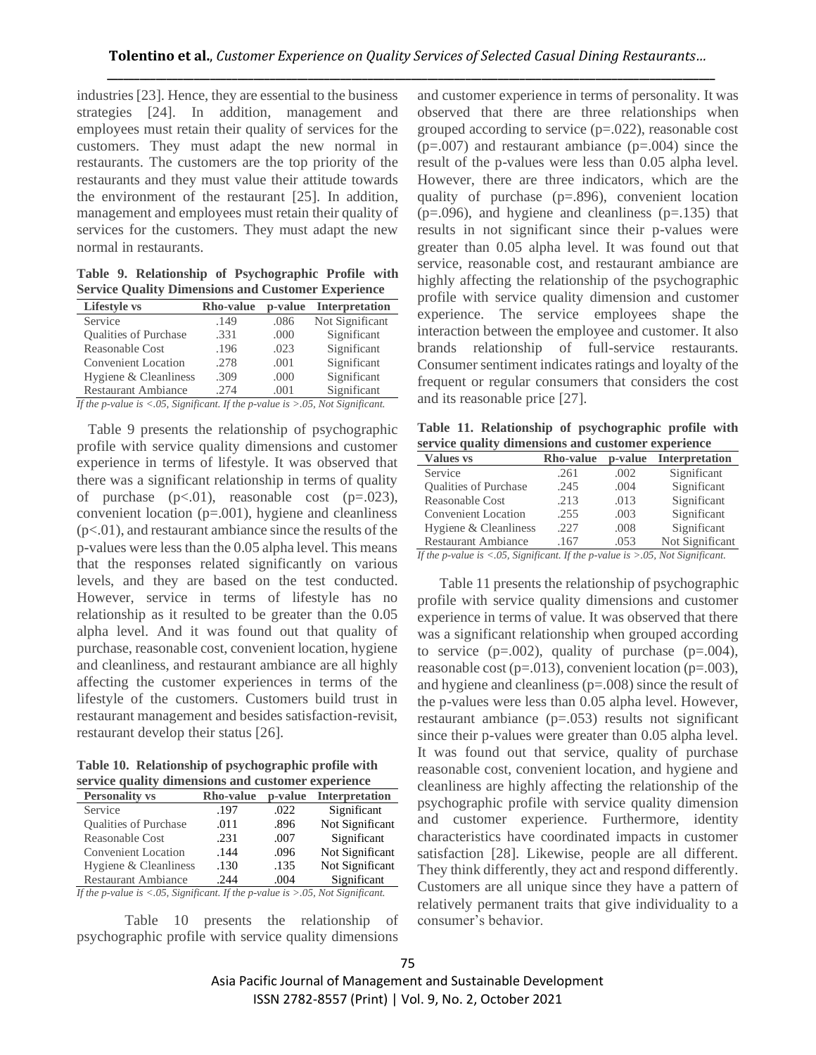industries [23]. Hence, they are essential to the business strategies [24]. In addition, management and employees must retain their quality of services for the customers. They must adapt the new normal in restaurants. The customers are the top priority of the restaurants and they must value their attitude towards the environment of the restaurant [25]. In addition, management and employees must retain their quality of services for the customers. They must adapt the new normal in restaurants.

**Table 9. Relationship of Psychographic Profile with Service Quality Dimensions and Customer Experience**

| Lifestyle vs | Rho-value | p-value | Interpretation |
|---|---|---|---|
| Service | .149 | .086 | Not Significant |
| Qualities of Purchase | .331 | .000 | Significant |
| Reasonable Cost | .196 | .023 | Significant |
| Convenient Location | .278 | .001 | Significant |
| Hygiene & Cleanliness | .309 | .000 | Significant |
| Restaurant Ambiance | .274 | .001 | Significant |

*If the p-value is <.05, Significant. If the p-value is >.05, Not Significant.*

Table 9 presents the relationship of psychographic profile with service quality dimensions and customer experience in terms of lifestyle. It was observed that there was a significant relationship in terms of quality of purchase (p<.01), reasonable cost (p=.023), convenient location (p=.001), hygiene and cleanliness (p<.01), and restaurant ambiance since the results of the p-values were less than the 0.05 alpha level. This means that the responses related significantly on various levels, and they are based on the test conducted. However, service in terms of lifestyle has no relationship as it resulted to be greater than the 0.05 alpha level. And it was found out that quality of purchase, reasonable cost, convenient location, hygiene and cleanliness, and restaurant ambiance are all highly affecting the customer experiences in terms of the lifestyle of the customers. Customers build trust in restaurant management and besides satisfaction-revisit, restaurant develop their status [26].

**Table 10. Relationship of psychographic profile with service quality dimensions and customer experience**

| Personality vs | Rho-value | p-value | Interpretation |
|---|---|---|---|
| Service | .197 | .022 | Significant |
| Qualities of Purchase | .011 | .896 | Not Significant |
| Reasonable Cost | .231 | .007 | Significant |
| Convenient Location | .144 | .096 | Not Significant |
| Hygiene & Cleanliness | .130 | .135 | Not Significant |
| Restaurant Ambiance | .244 | .004 | Significant |

*If the p-value is <.05, Significant. If the p-value is >.05, Not Significant.*

Table 10 presents the relationship of psychographic profile with service quality dimensions and customer experience in terms of personality. It was observed that there are three relationships when grouped according to service (p=.022), reasonable cost (p=.007) and restaurant ambiance (p=.004) since the result of the p-values were less than 0.05 alpha level. However, there are three indicators, which are the quality of purchase (p=.896), convenient location (p=.096), and hygiene and cleanliness (p=.135) that results in not significant since their p-values were greater than 0.05 alpha level. It was found out that service, reasonable cost, and restaurant ambiance are highly affecting the relationship of the psychographic profile with service quality dimension and customer experience. The service employees shape the interaction between the employee and customer. It also brands relationship of full-service restaurants. Consumer sentiment indicates ratings and loyalty of the frequent or regular consumers that considers the cost and its reasonable price [27].

**Table 11. Relationship of psychographic profile with service quality dimensions and customer experience**

| Values vs | Rho-value | p-value | Interpretation |
|---|---|---|---|
| Service | .261 | .002 | Significant |
| Qualities of Purchase | .245 | .004 | Significant |
| Reasonable Cost | .213 | .013 | Significant |
| Convenient Location | .255 | .003 | Significant |
| Hygiene & Cleanliness | .227 | .008 | Significant |
| Restaurant Ambiance | .167 | .053 | Not Significant |

*If the p-value is <.05, Significant. If the p-value is >.05, Not Significant.*

Table 11 presents the relationship of psychographic profile with service quality dimensions and customer experience in terms of value. It was observed that there was a significant relationship when grouped according to service (p=.002), quality of purchase (p=.004), reasonable cost (p=.013), convenient location (p=.003), and hygiene and cleanliness (p=.008) since the result of the p-values were less than 0.05 alpha level. However, restaurant ambiance (p=.053) results not significant since their p-values were greater than 0.05 alpha level. It was found out that service, quality of purchase reasonable cost, convenient location, and hygiene and cleanliness are highly affecting the relationship of the psychographic profile with service quality dimension and customer experience. Furthermore, identity characteristics have coordinated impacts in customer satisfaction [28]. Likewise, people are all different. They think differently, they act and respond differently. Customers are all unique since they have a pattern of relatively permanent traits that give individuality to a consumer's behavior.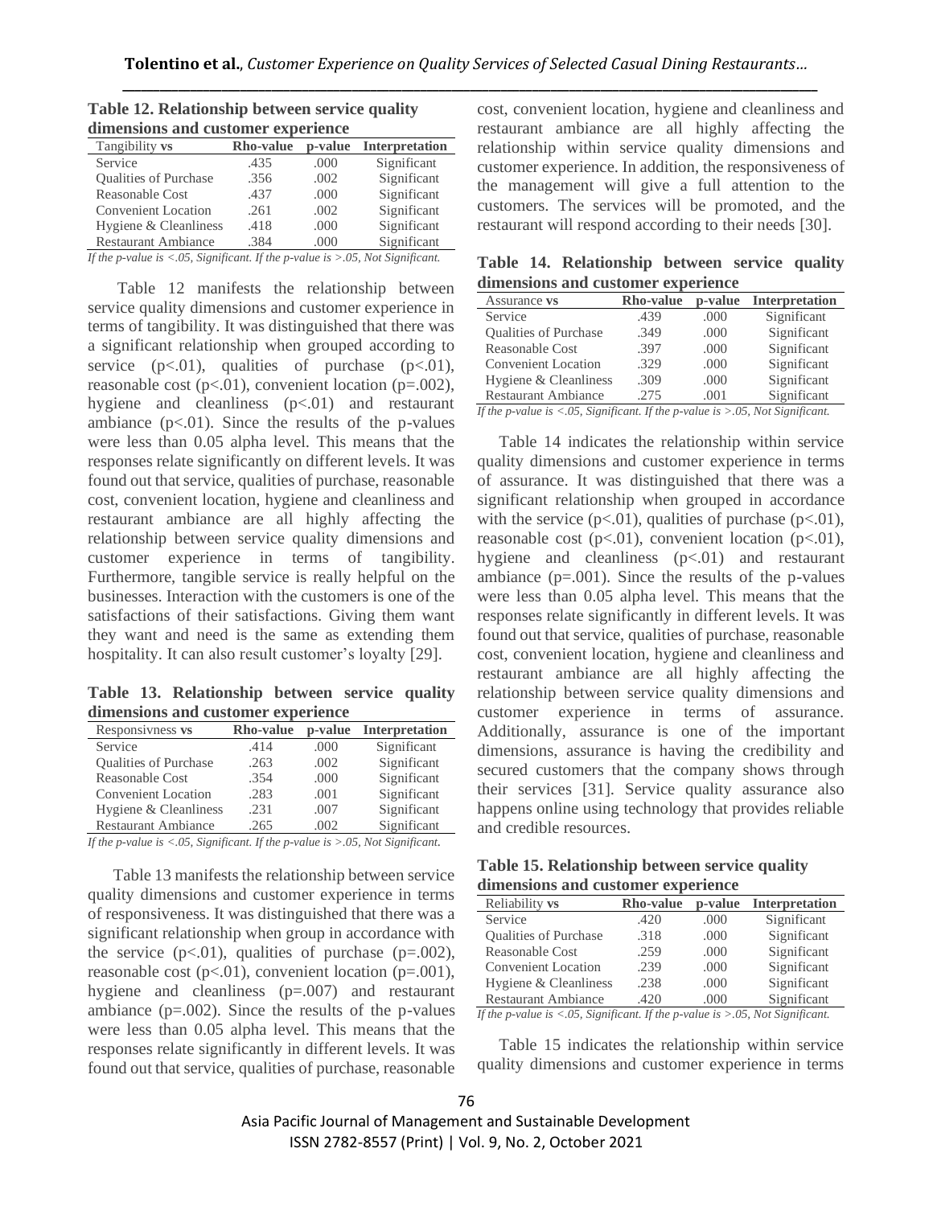**Table 12. Relationship between service quality dimensions and customer experience**

| Tangibility **vs** | **Rho-value** | **p-value** | **Interpretation** |
|---|---|---|---|
| Service | .435 | .000 | Significant |
| Qualities of Purchase | .356 | .002 | Significant |
| Reasonable Cost | .437 | .000 | Significant |
| Convenient Location | .261 | .002 | Significant |
| Hygiene & Cleanliness | .418 | .000 | Significant |
| Restaurant Ambiance | .384 | .000 | Significant |

*If the p-value is <.05, Significant. If the p-value is >.05, Not Significant.*

Table 12 manifests the relationship between service quality dimensions and customer experience in terms of tangibility. It was distinguished that there was a significant relationship when grouped according to service (p<.01), qualities of purchase (p<.01), reasonable cost (p<.01), convenient location (p=.002), hygiene and cleanliness (p<.01) and restaurant ambiance (p<.01). Since the results of the p-values were less than 0.05 alpha level. This means that the responses relate significantly on different levels. It was found out that service, qualities of purchase, reasonable cost, convenient location, hygiene and cleanliness and restaurant ambiance are all highly affecting the relationship between service quality dimensions and customer experience in terms of tangibility. Furthermore, tangible service is really helpful on the businesses. Interaction with the customers is one of the satisfactions of their satisfactions. Giving them want they want and need is the same as extending them hospitality. It can also result customer's loyalty [29].

**Table 13. Relationship between service quality dimensions and customer experience**

| Responsivness **vs** | **Rho-value** | **p-value** | **Interpretation** |
|---|---|---|---|
| Service | .414 | .000 | Significant |
| Qualities of Purchase | .263 | .002 | Significant |
| Reasonable Cost | .354 | .000 | Significant |
| Convenient Location | .283 | .001 | Significant |
| Hygiene & Cleanliness | .231 | .007 | Significant |
| Restaurant Ambiance | .265 | .002 | Significant |

*If the p-value is <.05, Significant. If the p-value is >.05, Not Significant.*

Table 13 manifests the relationship between service quality dimensions and customer experience in terms of responsiveness. It was distinguished that there was a significant relationship when group in accordance with the service (p<.01), qualities of purchase (p=.002), reasonable cost (p<.01), convenient location (p=.001), hygiene and cleanliness (p=.007) and restaurant ambiance (p=.002). Since the results of the p-values were less than 0.05 alpha level. This means that the responses relate significantly in different levels. It was found out that service, qualities of purchase, reasonable cost, convenient location, hygiene and cleanliness and restaurant ambiance are all highly affecting the relationship within service quality dimensions and customer experience. In addition, the responsiveness of the management will give a full attention to the customers. The services will be promoted, and the restaurant will respond according to their needs [30].

**Table 14. Relationship between service quality dimensions and customer experience**

| Assurance **vs** | **Rho-value** | **p-value** | **Interpretation** |
|---|---|---|---|
| Service | .439 | .000 | Significant |
| Qualities of Purchase | .349 | .000 | Significant |
| Reasonable Cost | .397 | .000 | Significant |
| Convenient Location | .329 | .000 | Significant |
| Hygiene & Cleanliness | .309 | .000 | Significant |
| Restaurant Ambiance | .275 | .001 | Significant |

*If the p-value is <.05, Significant. If the p-value is >.05, Not Significant.*

Table 14 indicates the relationship within service quality dimensions and customer experience in terms of assurance. It was distinguished that there was a significant relationship when grouped in accordance with the service (p<.01), qualities of purchase (p<.01), reasonable cost (p<.01), convenient location (p<.01), hygiene and cleanliness (p<.01) and restaurant ambiance (p=.001). Since the results of the p-values were less than 0.05 alpha level. This means that the responses relate significantly in different levels. It was found out that service, qualities of purchase, reasonable cost, convenient location, hygiene and cleanliness and restaurant ambiance are all highly affecting the relationship between service quality dimensions and customer experience in terms of assurance. Additionally, assurance is one of the important dimensions, assurance is having the credibility and secured customers that the company shows through their services [31]. Service quality assurance also happens online using technology that provides reliable and credible resources.

**Table 15. Relationship between service quality dimensions and customer experience**

| Reliability **vs** | **Rho-value** | **p-value** | **Interpretation** |
|---|---|---|---|
| Service | .420 | .000 | Significant |
| Qualities of Purchase | .318 | .000 | Significant |
| Reasonable Cost | .259 | .000 | Significant |
| Convenient Location | .239 | .000 | Significant |
| Hygiene & Cleanliness | .238 | .000 | Significant |
| Restaurant Ambiance | .420 | .000 | Significant |

*If the p-value is <.05, Significant. If the p-value is >.05, Not Significant.*

Table 15 indicates the relationship within service quality dimensions and customer experience in terms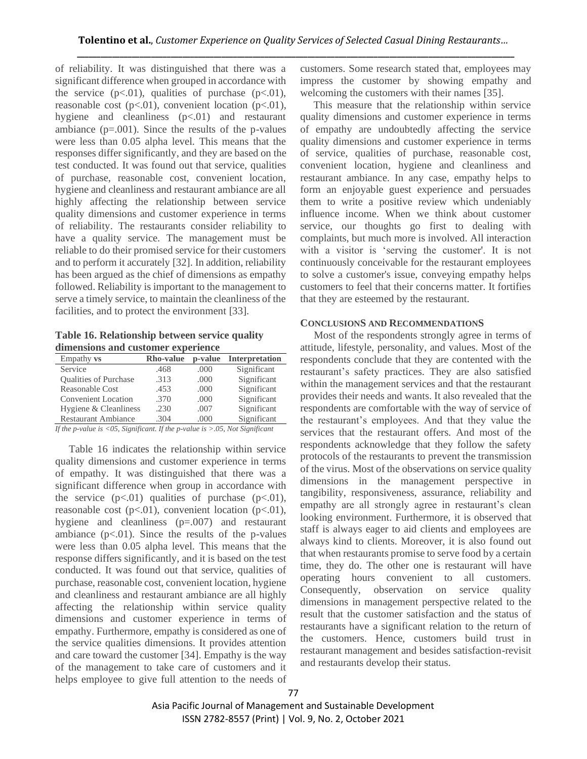of reliability. It was distinguished that there was a significant difference when grouped in accordance with the service ($p<.01$), qualities of purchase ($p<.01$), reasonable cost ($p<.01$), convenient location ($p<.01$), hygiene and cleanliness ($p<.01$) and restaurant ambiance ($p=.001$). Since the results of the p-values were less than 0.05 alpha level. This means that the responses differ significantly, and they are based on the test conducted. It was found out that service, qualities of purchase, reasonable cost, convenient location, hygiene and cleanliness and restaurant ambiance are all highly affecting the relationship between service quality dimensions and customer experience in terms of reliability. The restaurants consider reliability to have a quality service. The management must be reliable to do their promised service for their customers and to perform it accurately [32]. In addition, reliability has been argued as the chief of dimensions as empathy followed. Reliability is important to the management to serve a timely service, to maintain the cleanliness of the facilities, and to protect the environment [33].

**Table 16. Relationship between service quality dimensions and customer experience**

| Empathy **vs** | Rho-value | p-value | Interpretation |
|---|---|---|---|
| Service | .468 | .000 | Significant |
| Qualities of Purchase | .313 | .000 | Significant |
| Reasonable Cost | .453 | .000 | Significant |
| Convenient Location | .370 | .000 | Significant |
| Hygiene & Cleanliness | .230 | .007 | Significant |
| Restaurant Ambiance | .304 | .000 | Significant |

*If the p-value is <05, Significant. If the p-value is >.05, Not Significant*

Table 16 indicates the relationship within service quality dimensions and customer experience in terms of empathy. It was distinguished that there was a significant difference when group in accordance with the service ($p<.01$) qualities of purchase ($p<.01$), reasonable cost ($p<.01$), convenient location ($p<.01$), hygiene and cleanliness ($p=.007$) and restaurant ambiance ($p<.01$). Since the results of the p-values were less than 0.05 alpha level. This means that the response differs significantly, and it is based on the test conducted. It was found out that service, qualities of purchase, reasonable cost, convenient location, hygiene and cleanliness and restaurant ambiance are all highly affecting the relationship within service quality dimensions and customer experience in terms of empathy. Furthermore, empathy is considered as one of the service qualities dimensions. It provides attention and care toward the customer [34]. Empathy is the way of the management to take care of customers and it helps employee to give full attention to the needs of customers. Some research stated that, employees may impress the customer by showing empathy and welcoming the customers with their names [35].

This measure that the relationship within service quality dimensions and customer experience in terms of empathy are undoubtedly affecting the service quality dimensions and customer experience in terms of service, qualities of purchase, reasonable cost, convenient location, hygiene and cleanliness and restaurant ambiance. In any case, empathy helps to form an enjoyable guest experience and persuades them to write a positive review which undeniably influence income. When we think about customer service, our thoughts go first to dealing with complaints, but much more is involved. All interaction with a visitor is 'serving the customer'. It is not continuously conceivable for the restaurant employees to solve a customer's issue, conveying empathy helps customers to feel that their concerns matter. It fortifies that they are esteemed by the restaurant.

## CONCLUSIONS AND RECOMMENDATIONS

Most of the respondents strongly agree in terms of attitude, lifestyle, personality, and values. Most of the respondents conclude that they are contented with the restaurant's safety practices. They are also satisfied within the management services and that the restaurant provides their needs and wants. It also revealed that the respondents are comfortable with the way of service of the restaurant's employees. And that they value the services that the restaurant offers. And most of the respondents acknowledge that they follow the safety protocols of the restaurants to prevent the transmission of the virus. Most of the observations on service quality dimensions in the management perspective in tangibility, responsiveness, assurance, reliability and empathy are all strongly agree in restaurant's clean looking environment. Furthermore, it is observed that staff is always eager to aid clients and employees are always kind to clients. Moreover, it is also found out that when restaurants promise to serve food by a certain time, they do. The other one is restaurant will have operating hours convenient to all customers. Consequently, observation on service quality dimensions in management perspective related to the result that the customer satisfaction and the status of restaurants have a significant relation to the return of the customers. Hence, customers build trust in restaurant management and besides satisfaction-revisit and restaurants develop their status.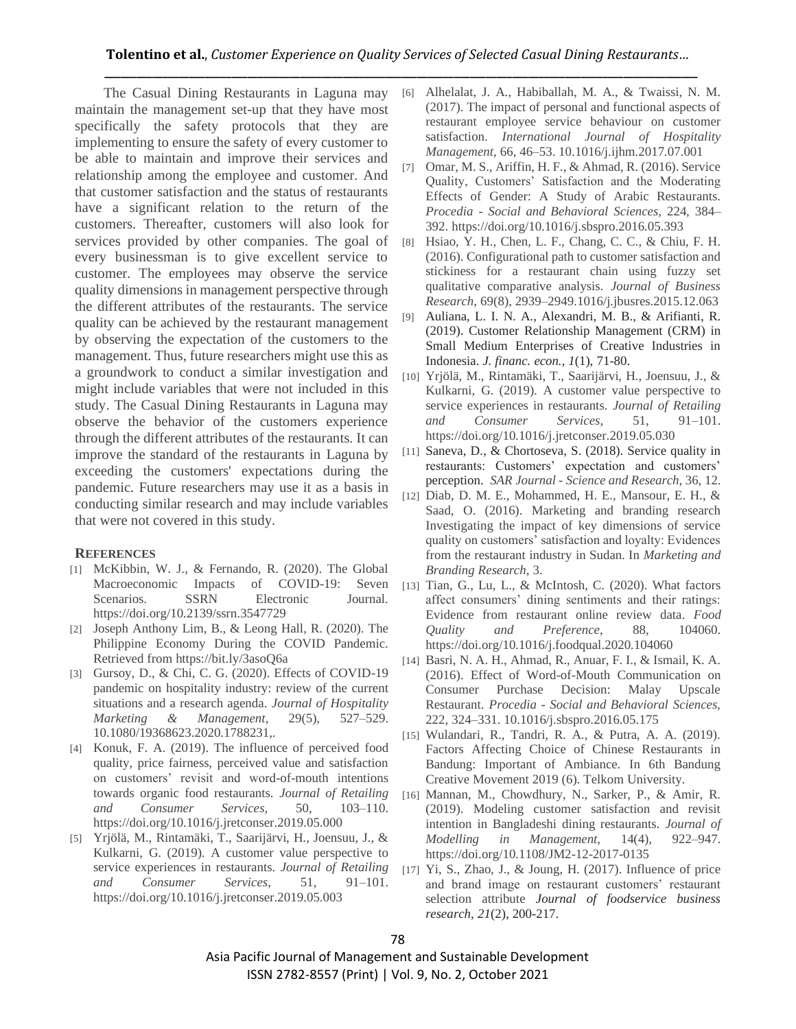The Casual Dining Restaurants in Laguna may maintain the management set-up that they have most specifically the safety protocols that they are implementing to ensure the safety of every customer to be able to maintain and improve their services and relationship among the employee and customer. And that customer satisfaction and the status of restaurants have a significant relation to the return of the customers. Thereafter, customers will also look for services provided by other companies. The goal of every businessman is to give excellent service to customer. The employees may observe the service quality dimensions in management perspective through the different attributes of the restaurants. The service quality can be achieved by the restaurant management by observing the expectation of the customers to the management. Thus, future researchers might use this as a groundwork to conduct a similar investigation and might include variables that were not included in this study. The Casual Dining Restaurants in Laguna may observe the behavior of the customers experience through the different attributes of the restaurants. It can improve the standard of the restaurants in Laguna by exceeding the customers' expectations during the pandemic. Future researchers may use it as a basis in conducting similar research and may include variables that were not covered in this study.

## REFERENCES

[1] McKibbin, W. J., & Fernando, R. (2020). The Global Macroeconomic Impacts of COVID-19: Seven Scenarios. SSRN Electronic Journal. https://doi.org/10.2139/ssrn.3547729

[2] Joseph Anthony Lim, B., & Leong Hall, R. (2020). The Philippine Economy During the COVID Pandemic. Retrieved from https://bit.ly/3asoQ6a

[3] Gursoy, D., & Chi, C. G. (2020). Effects of COVID-19 pandemic on hospitality industry: review of the current situations and a research agenda. *Journal of Hospitality Marketing & Management*, 29(5), 527–529. 10.1080/19368623.2020.1788231,.

[4] Konuk, F. A. (2019). The influence of perceived food quality, price fairness, perceived value and satisfaction on customers' revisit and word-of-mouth intentions towards organic food restaurants. *Journal of Retailing and Consumer Services*, 50, 103–110. https://doi.org/10.1016/j.jretconser.2019.05.000

[5] Yrjölä, M., Rintamäki, T., Saarijärvi, H., Joensuu, J., & Kulkarni, G. (2019). A customer value perspective to service experiences in restaurants. *Journal of Retailing and Consumer Services*, 51, 91–101. https://doi.org/10.1016/j.jretconser.2019.05.003

[6] Alhelalat, J. A., Habiballah, M. A., & Twaissi, N. M. (2017). The impact of personal and functional aspects of restaurant employee service behaviour on customer satisfaction. *International Journal of Hospitality Management*, 66, 46–53. 10.1016/j.ijhm.2017.07.001

[7] Omar, M. S., Ariffin, H. F., & Ahmad, R. (2016). Service Quality, Customers' Satisfaction and the Moderating Effects of Gender: A Study of Arabic Restaurants. *Procedia - Social and Behavioral Sciences*, 224, 384–392. https://doi.org/10.1016/j.sbspro.2016.05.393

[8] Hsiao, Y. H., Chen, L. F., Chang, C. C., & Chiu, F. H. (2016). Configurational path to customer satisfaction and stickiness for a restaurant chain using fuzzy set qualitative comparative analysis. *Journal of Business Research*, 69(8), 2939–2949.1016/j.jbusres.2015.12.063

[9] Auliana, L. I. N. A., Alexandri, M. B., & Arifianti, R. (2019). Customer Relationship Management (CRM) in Small Medium Enterprises of Creative Industries in Indonesia. *J. financ. econ.*, *1*(1), 71-80.

[10] Yrjölä, M., Rintamäki, T., Saarijärvi, H., Joensuu, J., & Kulkarni, G. (2019). A customer value perspective to service experiences in restaurants. *Journal of Retailing and Consumer Services*, 51, 91–101. https://doi.org/10.1016/j.jretconser.2019.05.030

[11] Saneva, D., & Chortoseva, S. (2018). Service quality in restaurants: Customers' expectation and customers' perception. *SAR Journal - Science and Research*, 36, 12.

[12] Diab, D. M. E., Mohammed, H. E., Mansour, E. H., & Saad, O. (2016). Marketing and branding research Investigating the impact of key dimensions of service quality on customers' satisfaction and loyalty: Evidences from the restaurant industry in Sudan. In *Marketing and Branding Research*, 3.

[13] Tian, G., Lu, L., & McIntosh, C. (2020). What factors affect consumers' dining sentiments and their ratings: Evidence from restaurant online review data. *Food Quality and Preference*, 88, 104060. https://doi.org/10.1016/j.foodqual.2020.104060

[14] Basri, N. A. H., Ahmad, R., Anuar, F. I., & Ismail, K. A. (2016). Effect of Word-of-Mouth Communication on Consumer Purchase Decision: Malay Upscale Restaurant. *Procedia - Social and Behavioral Sciences*, 222, 324–331. 10.1016/j.sbspro.2016.05.175

[15] Wulandari, R., Tandri, R. A., & Putra, A. A. (2019). Factors Affecting Choice of Chinese Restaurants in Bandung: Important of Ambiance. In 6th Bandung Creative Movement 2019 (6). Telkom University.

[16] Mannan, M., Chowdhury, N., Sarker, P., & Amir, R. (2019). Modeling customer satisfaction and revisit intention in Bangladeshi dining restaurants. *Journal of Modelling in Management*, 14(4), 922–947. https://doi.org/10.1108/JM2-12-2017-0135

[17] Yi, S., Zhao, J., & Joung, H. (2017). Influence of price and brand image on restaurant customers' restaurant selection attribute *Journal of foodservice business research*, *21*(2), 200-217.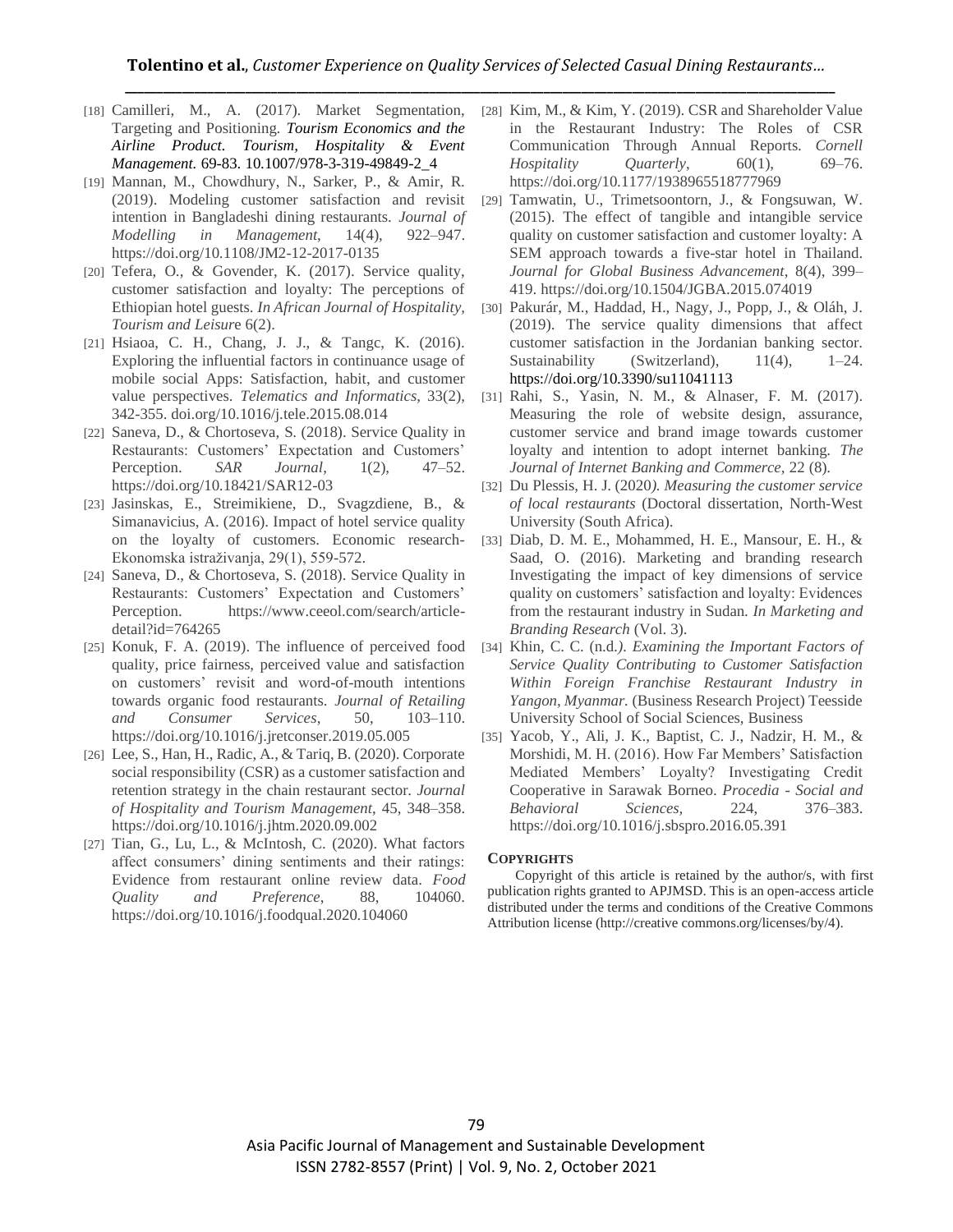[18] Camilleri, M., A. (2017). Market Segmentation, Targeting and Positioning. *Tourism Economics and the Airline Product. Tourism, Hospitality & Event Management.* 69-83. 10.1007/978-3-319-49849-2_4

[19] Mannan, M., Chowdhury, N., Sarker, P., & Amir, R. (2019). Modeling customer satisfaction and revisit intention in Bangladeshi dining restaurants. *Journal of Modelling in Management*, 14(4), 922–947. https://doi.org/10.1108/JM2-12-2017-0135

[20] Tefera, O., & Govender, K. (2017). Service quality, customer satisfaction and loyalty: The perceptions of Ethiopian hotel guests. *In African Journal of Hospitality, Tourism and Leisure* 6(2).

[21] Hsiaoa, C. H., Chang, J. J., & Tangc, K. (2016). Exploring the influential factors in continuance usage of mobile social Apps: Satisfaction, habit, and customer value perspectives. *Telematics and Informatics*, 33(2), 342-355. doi.org/10.1016/j.tele.2015.08.014

[22] Saneva, D., & Chortoseva, S. (2018). Service Quality in Restaurants: Customers' Expectation and Customers' Perception. *SAR Journal*, 1(2), 47–52. https://doi.org/10.18421/SAR12-03

[23] Jasinskas, E., Streimikiene, D., Svagzdiene, B., & Simanavicius, A. (2016). Impact of hotel service quality on the loyalty of customers. Economic research-Ekonomska istraživanja, 29(1), 559-572.

[24] Saneva, D., & Chortoseva, S. (2018). Service Quality in Restaurants: Customers' Expectation and Customers' Perception. https://www.ceeol.com/search/article-detail?id=764265

[25] Konuk, F. A. (2019). The influence of perceived food quality, price fairness, perceived value and satisfaction on customers' revisit and word-of-mouth intentions towards organic food restaurants. *Journal of Retailing and Consumer Services*, 50, 103–110. https://doi.org/10.1016/j.jretconser.2019.05.005

[26] Lee, S., Han, H., Radic, A., & Tariq, B. (2020). Corporate social responsibility (CSR) as a customer satisfaction and retention strategy in the chain restaurant sector. *Journal of Hospitality and Tourism Management*, 45, 348–358. https://doi.org/10.1016/j.jhtm.2020.09.002

[27] Tian, G., Lu, L., & McIntosh, C. (2020). What factors affect consumers' dining sentiments and their ratings: Evidence from restaurant online review data. *Food Quality and Preference*, 88, 104060. https://doi.org/10.1016/j.foodqual.2020.104060

[28] Kim, M., & Kim, Y. (2019). CSR and Shareholder Value in the Restaurant Industry: The Roles of CSR Communication Through Annual Reports. *Cornell Hospitality Quarterly*, 60(1), 69–76. https://doi.org/10.1177/1938965518777969

[29] Tamwatin, U., Trimetsoontorn, J., & Fongsuwan, W. (2015). The effect of tangible and intangible service quality on customer satisfaction and customer loyalty: A SEM approach towards a five-star hotel in Thailand. *Journal for Global Business Advancement*, 8(4), 399–419. https://doi.org/10.1504/JGBA.2015.074019

[30] Pakurár, M., Haddad, H., Nagy, J., Popp, J., & Oláh, J. (2019). The service quality dimensions that affect customer satisfaction in the Jordanian banking sector. Sustainability (Switzerland), 11(4), 1–24. https://doi.org/10.3390/su11041113

[31] Rahi, S., Yasin, N. M., & Alnaser, F. M. (2017). Measuring the role of website design, assurance, customer service and brand image towards customer loyalty and intention to adopt internet banking. *The Journal of Internet Banking and Commerce*, 22 (8).

[32] Du Plessis, H. J. (2020*). Measuring the customer service of local restaurants* (Doctoral dissertation, North-West University (South Africa).

[33] Diab, D. M. E., Mohammed, H. E., Mansour, E. H., & Saad, O. (2016). Marketing and branding research Investigating the impact of key dimensions of service quality on customers' satisfaction and loyalty: Evidences from the restaurant industry in Sudan. *In Marketing and Branding Research* (Vol. 3).

[34] Khin, C. C. (n.d*.). Examining the Important Factors of Service Quality Contributing to Customer Satisfaction Within Foreign Franchise Restaurant Industry in Yangon, Myanmar.* (Business Research Project) Teesside University School of Social Sciences, Business

[35] Yacob, Y., Ali, J. K., Baptist, C. J., Nadzir, H. M., & Morshidi, M. H. (2016). How Far Members' Satisfaction Mediated Members' Loyalty? Investigating Credit Cooperative in Sarawak Borneo. *Procedia - Social and Behavioral Sciences*, 224, 376–383. https://doi.org/10.1016/j.sbspro.2016.05.391

## COPYRIGHTS

Copyright of this article is retained by the author/s, with first publication rights granted to APJMSD. This is an open-access article distributed under the terms and conditions of the Creative Commons Attribution license (http://creative commons.org/licenses/by/4).